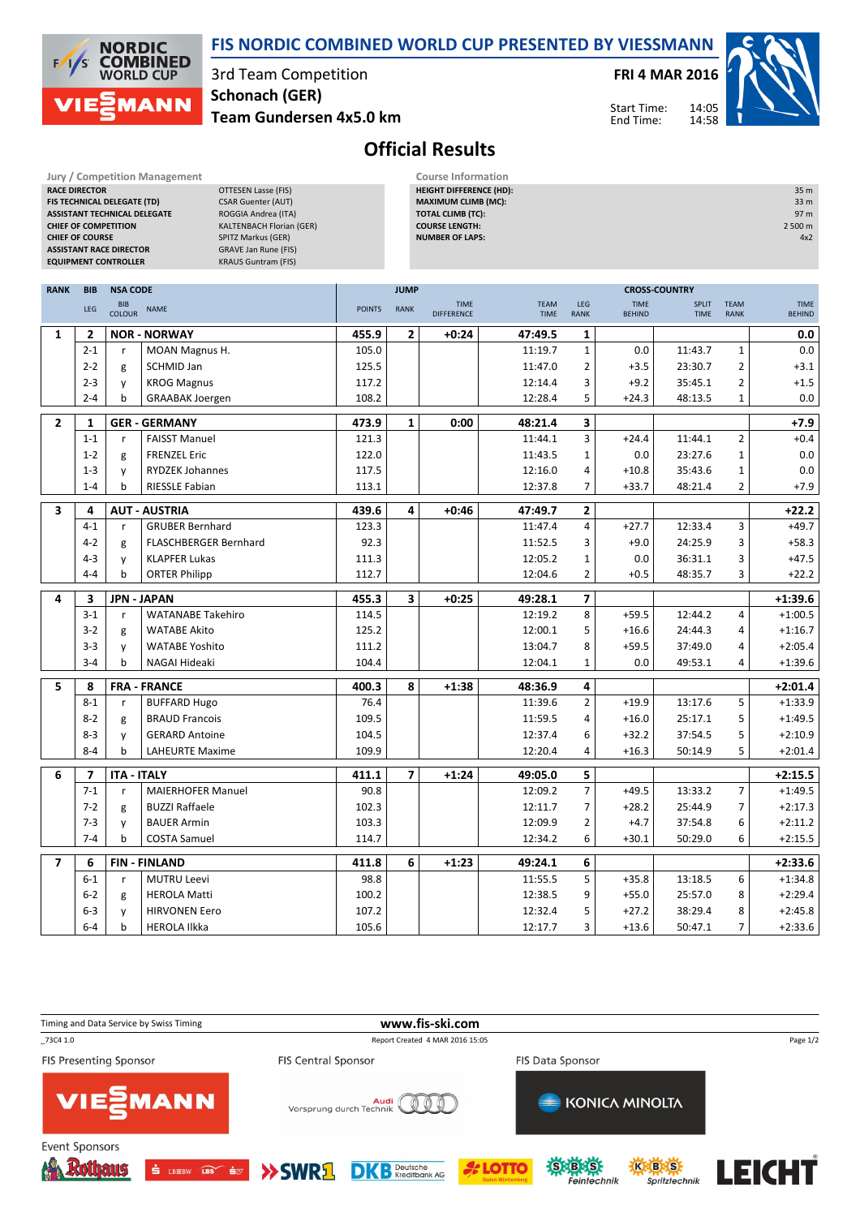# FIS NORDIC COMBINED WORLD CUP PRESENTED BY VIESSMANN

3rd Team Competition
**Schonach (GER)**
**Team Gundersen 4x5.0 km**

**FRI 4 MAR 2016**

Start Time: 14:05
End Time: 14:58

## Official Results

**Jury / Competition Management**

| | |
|---|---|
| RACE DIRECTOR | OTTESEN Lasse (FIS) |
| FIS TECHNICAL DELEGATE (TD) | CSAR Guenter (AUT) |
| ASSISTANT TECHNICAL DELEGATE | ROGGIA Andrea (ITA) |
| CHIEF OF COMPETITION | KALTENBACH Florian (GER) |
| CHIEF OF COURSE | SPITZ Markus (GER) |
| ASSISTANT RACE DIRECTOR | GRAVE Jan Rune (FIS) |
| EQUIPMENT CONTROLLER | KRAUS Guntram (FIS) |

**Course Information**

| | |
|---|---|
| HEIGHT DIFFERENCE (HD): | 35 m |
| MAXIMUM CLIMB (MC): | 33 m |
| TOTAL CLIMB (TC): | 97 m |
| COURSE LENGTH: | 2 500 m |
| NUMBER OF LAPS: | 4x2 |

| RANK | BIB | | NSA CODE | JUMP | | | CROSS-COUNTRY | | | | | |
|---|---|---|---|---|---|---|---|---|---|---|---|---|
| | LEG | BIB COLOUR | NAME | POINTS | RANK | TIME DIFFERENCE | TEAM TIME | LEG RANK | TIME BEHIND | SPLIT TIME | TEAM RANK | TIME BEHIND |
| **1** | **2** | | **NOR - NORWAY** | **455.9** | **2** | **+0:24** | **47:49.5** | **1** | | | | **0.0** |
| | 2-1 | r | MOAN Magnus H. | 105.0 | | | 11:19.7 | 1 | 0.0 | 11:43.7 | 1 | 0.0 |
| | 2-2 | g | SCHMID Jan | 125.5 | | | 11:47.0 | 2 | +3.5 | 23:30.7 | 2 | +3.1 |
| | 2-3 | y | KROG Magnus | 117.2 | | | 12:14.4 | 3 | +9.2 | 35:45.1 | 2 | +1.5 |
| | 2-4 | b | GRAABAK Joergen | 108.2 | | | 12:28.4 | 5 | +24.3 | 48:13.5 | 1 | 0.0 |
| **2** | **1** | | **GER - GERMANY** | **473.9** | **1** | **0:00** | **48:21.4** | **3** | | | | **+7.9** |
| | 1-1 | r | FAISST Manuel | 121.3 | | | 11:44.1 | 3 | +24.4 | 11:44.1 | 2 | +0.4 |
| | 1-2 | g | FRENZEL Eric | 122.0 | | | 11:43.5 | 1 | 0.0 | 23:27.6 | 1 | 0.0 |
| | 1-3 | y | RYDZEK Johannes | 117.5 | | | 12:16.0 | 4 | +10.8 | 35:43.6 | 1 | 0.0 |
| | 1-4 | b | RIESSLE Fabian | 113.1 | | | 12:37.8 | 7 | +33.7 | 48:21.4 | 2 | +7.9 |
| **3** | **4** | | **AUT - AUSTRIA** | **439.6** | **4** | **+0:46** | **47:49.7** | **2** | | | | **+22.2** |
| | 4-1 | r | GRUBER Bernhard | 123.3 | | | 11:47.4 | 4 | +27.7 | 12:33.4 | 3 | +49.7 |
| | 4-2 | g | FLASCHBERGER Bernhard | 92.3 | | | 11:52.5 | 3 | +9.0 | 24:25.9 | 3 | +58.3 |
| | 4-3 | y | KLAPFER Lukas | 111.3 | | | 12:05.2 | 1 | 0.0 | 36:31.1 | 3 | +47.5 |
| | 4-4 | b | ORTER Philipp | 112.7 | | | 12:04.6 | 2 | +0.5 | 48:35.7 | 3 | +22.2 |
| **4** | **3** | | **JPN - JAPAN** | **455.3** | **3** | **+0:25** | **49:28.1** | **7** | | | | **+1:39.6** |
| | 3-1 | r | WATANABE Takehiro | 114.5 | | | 12:19.2 | 8 | +59.5 | 12:44.2 | 4 | +1:00.5 |
| | 3-2 | g | WATABE Akito | 125.2 | | | 12:00.1 | 5 | +16.6 | 24:44.3 | 4 | +1:16.7 |
| | 3-3 | y | WATABE Yoshito | 111.2 | | | 13:04.7 | 8 | +59.5 | 37:49.0 | 4 | +2:05.4 |
| | 3-4 | b | NAGAI Hideaki | 104.4 | | | 12:04.1 | 1 | 0.0 | 49:53.1 | 4 | +1:39.6 |
| **5** | **8** | | **FRA - FRANCE** | **400.3** | **8** | **+1:38** | **48:36.9** | **4** | | | | **+2:01.4** |
| | 8-1 | r | BUFFARD Hugo | 76.4 | | | 11:39.6 | 2 | +19.9 | 13:17.6 | 5 | +1:33.9 |
| | 8-2 | g | BRAUD Francois | 109.5 | | | 11:59.5 | 4 | +16.0 | 25:17.1 | 5 | +1:49.5 |
| | 8-3 | y | GERARD Antoine | 104.5 | | | 12:37.4 | 6 | +32.2 | 37:54.5 | 5 | +2:10.9 |
| | 8-4 | b | LAHEURTE Maxime | 109.9 | | | 12:20.4 | 4 | +16.3 | 50:14.9 | 5 | +2:01.4 |
| **6** | **7** | | **ITA - ITALY** | **411.1** | **7** | **+1:24** | **49:05.0** | **5** | | | | **+2:15.5** |
| | 7-1 | r | MAIERHOFER Manuel | 90.8 | | | 12:09.2 | 7 | +49.5 | 13:33.2 | 7 | +1:49.5 |
| | 7-2 | g | BUZZI Raffaele | 102.3 | | | 12:11.7 | 7 | +28.2 | 25:44.9 | 7 | +2:17.3 |
| | 7-3 | y | BAUER Armin | 103.3 | | | 12:09.9 | 2 | +4.7 | 37:54.8 | 6 | +2:11.2 |
| | 7-4 | b | COSTA Samuel | 114.7 | | | 12:34.2 | 6 | +30.1 | 50:29.0 | 6 | +2:15.5 |
| **7** | **6** | | **FIN - FINLAND** | **411.8** | **6** | **+1:23** | **49:24.1** | **6** | | | | **+2:33.6** |
| | 6-1 | r | MUTRU Leevi | 98.8 | | | 11:55.5 | 5 | +35.8 | 13:18.5 | 6 | +1:34.8 |
| | 6-2 | g | HEROLA Matti | 100.2 | | | 12:38.5 | 9 | +55.0 | 25:57.0 | 8 | +2:29.4 |
| | 6-3 | y | HIRVONEN Eero | 107.2 | | | 12:32.4 | 5 | +27.2 | 38:29.4 | 8 | +2:45.8 |
| | 6-4 | b | HEROLA Ilkka | 105.6 | | | 12:17.7 | 3 | +13.6 | 50:47.1 | 7 | +2:33.6 |

Timing and Data Service by Swiss Timing | www.fis-ski.com
_73C4 1.0 | Report Created 4 MAR 2016 15:05

FIS Presenting Sponsor: VIESSMANN | FIS Central Sponsor: Audi Vorsprung durch Technik | FIS Data Sponsor: KONICA MINOLTA

Event Sponsors: Rothaus, LBBW, SWR1, DKB Deutsche Kreditbank AG, LOTTO Baden-Württemberg, SBS Feintechnik, KBS Spritztechnik, LEICHT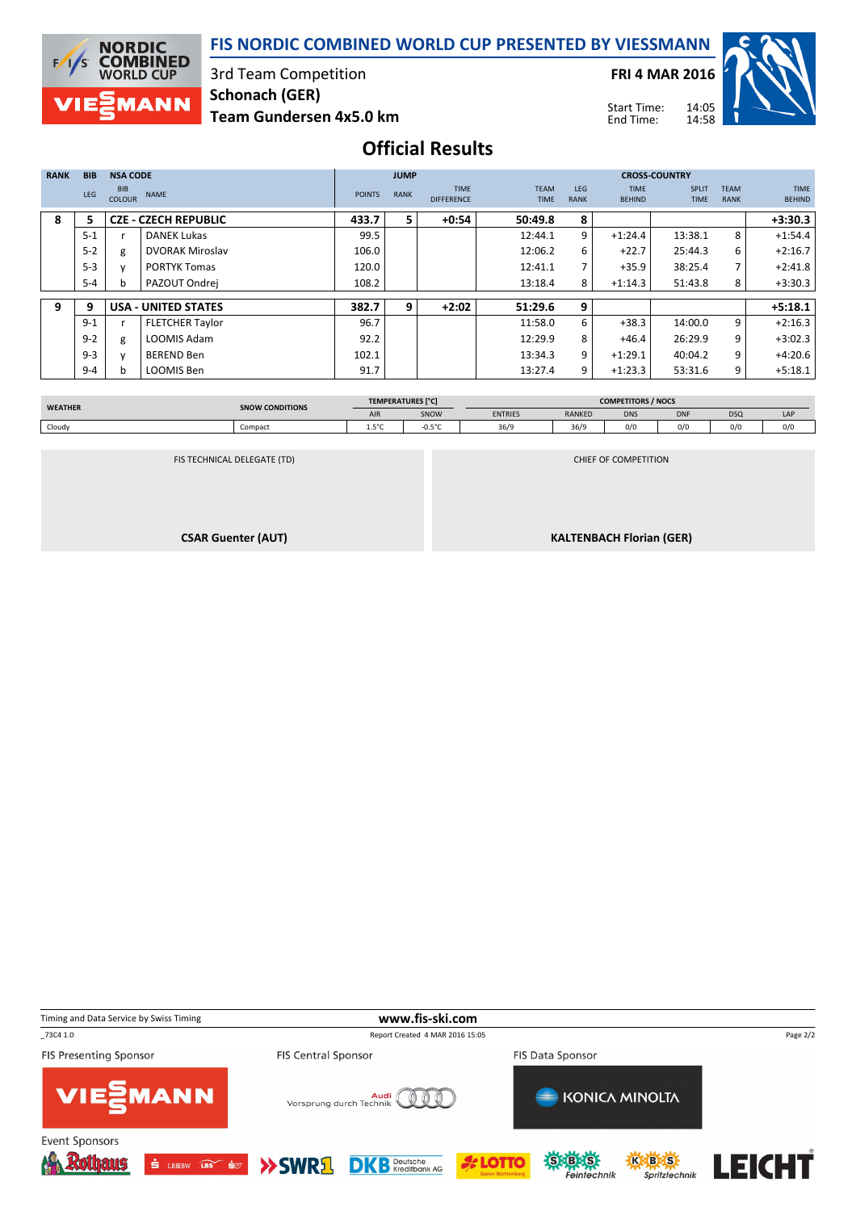# FIS NORDIC COMBINED WORLD CUP PRESENTED BY VIESSMANN

3rd Team Competition
**Schonach (GER)**
**Team Gundersen 4x5.0 km**

**FRI 4 MAR 2016**

Start Time: 14:05
End Time: 14:58

## Official Results

| RANK | BIB / LEG | BIB COLOUR | NSA CODE / NAME | JUMP POINTS | JUMP RANK | JUMP TIME DIFFERENCE | CROSS-COUNTRY TEAM TIME | LEG RANK | TIME BEHIND | SPLIT TIME | TEAM RANK | TIME BEHIND |
|---|---|---|---|---|---|---|---|---|---|---|---|---|
| **8** | **5** | | **CZE - CZECH REPUBLIC** | **433.7** | **5** | **+0:54** | **50:49.8** | **8** | | | | **+3:30.3** |
| | 5-1 | r | DANEK Lukas | 99.5 | | | 12:44.1 | 9 | +1:24.4 | 13:38.1 | 8 | +1:54.4 |
| | 5-2 | g | DVORAK Miroslav | 106.0 | | | 12:06.2 | 6 | +22.7 | 25:44.3 | 6 | +2:16.7 |
| | 5-3 | y | PORTYK Tomas | 120.0 | | | 12:41.1 | 7 | +35.9 | 38:25.4 | 7 | +2:41.8 |
| | 5-4 | b | PAZOUT Ondrej | 108.2 | | | 13:18.4 | 8 | +1:14.3 | 51:43.8 | 8 | +3:30.3 |
| **9** | **9** | | **USA - UNITED STATES** | **382.7** | **9** | **+2:02** | **51:29.6** | **9** | | | | **+5:18.1** |
| | 9-1 | r | FLETCHER Taylor | 96.7 | | | 11:58.0 | 6 | +38.3 | 14:00.0 | 9 | +2:16.3 |
| | 9-2 | g | LOOMIS Adam | 92.2 | | | 12:29.9 | 8 | +46.4 | 26:29.9 | 9 | +3:02.3 |
| | 9-3 | y | BEREND Ben | 102.1 | | | 13:34.3 | 9 | +1:29.1 | 40:04.2 | 9 | +4:20.6 |
| | 9-4 | b | LOOMIS Ben | 91.7 | | | 13:27.4 | 9 | +1:23.3 | 53:31.6 | 9 | +5:18.1 |

| WEATHER | SNOW CONDITIONS | TEMPERATURES [°C] AIR | SNOW | COMPETITORS / NOCS ENTRIES | RANKED | DNS | DNF | DSQ | LAP |
|---|---|---|---|---|---|---|---|---|---|
| Cloudy | Compact | 1.5°C | -0.5°C | 36/9 | 36/9 | 0/0 | 0/0 | 0/0 | 0/0 |

FIS TECHNICAL DELEGATE (TD)

**CSAR Guenter (AUT)**

CHIEF OF COMPETITION

**KALTENBACH Florian (GER)**

Timing and Data Service by Swiss Timing
www.fis-ski.com
_73C4 1.0
Report Created 4 MAR 2016 15:05

FIS Presenting Sponsor: VIESSMANN
FIS Central Sponsor: Audi Vorsprung durch Technik
FIS Data Sponsor: KONICA MINOLTA
Event Sponsors